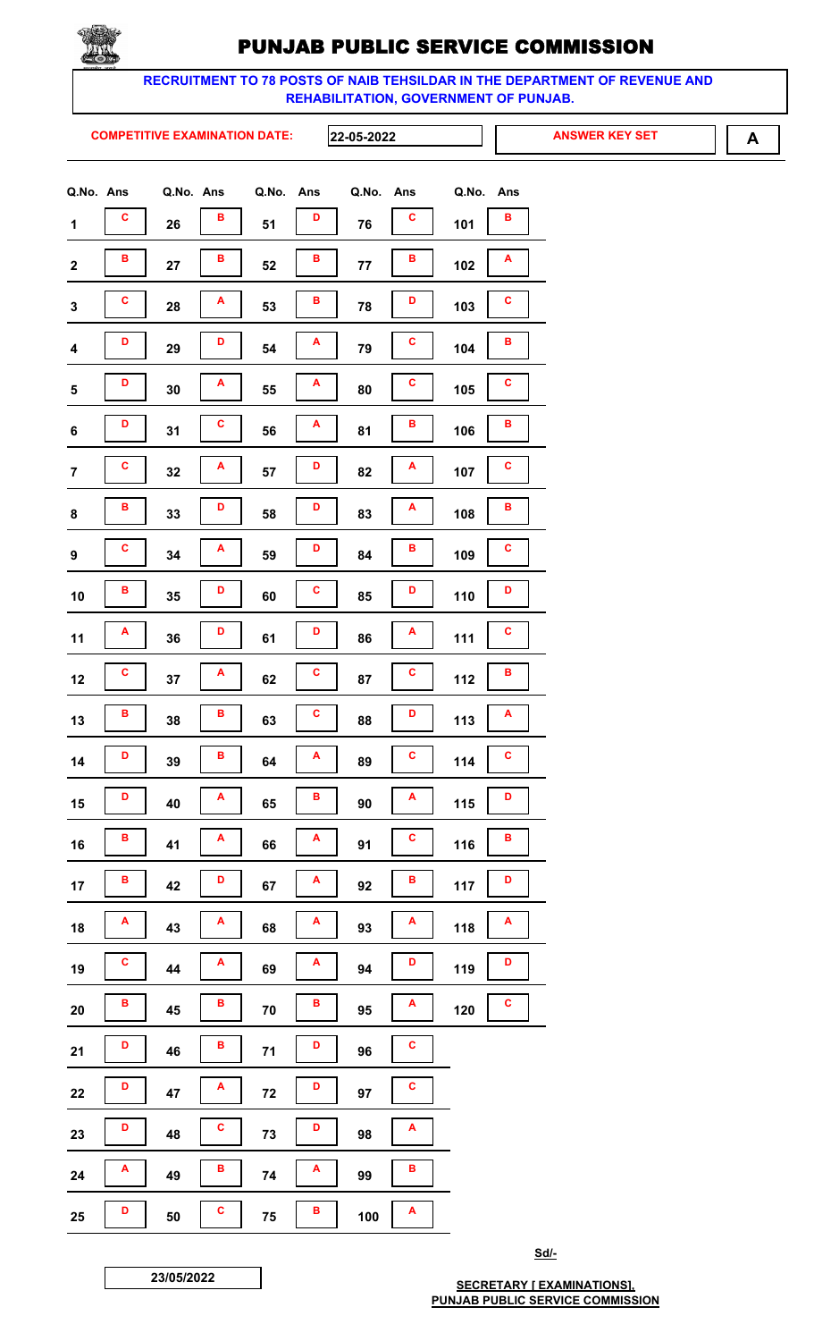# PUNJAB PUBLIC SERVICE COMMISSION

**RECRUITMENT TO 78 POSTS OF NAIB TEHSILDAR IN THE DEPARTMENT OF REVENUE AND REHABILITATION, GOVERNMENT OF PUNJAB.**

**COMPETITIVE EXAMINATION DATE:** 22-05-2022 | **ANSWER KEY SET** **A**

| Q.No. | Ans | Q.No. | Ans | Q.No. | Ans | Q.No. | Ans | Q.No. | Ans |
|---|---|---|---|---|---|---|---|---|---|
| 1 | C | 26 | B | 51 | D | 76 | C | 101 | B |
| 2 | B | 27 | B | 52 | B | 77 | B | 102 | A |
| 3 | C | 28 | A | 53 | B | 78 | D | 103 | C |
| 4 | D | 29 | D | 54 | A | 79 | C | 104 | B |
| 5 | D | 30 | A | 55 | A | 80 | C | 105 | C |
| 6 | D | 31 | C | 56 | A | 81 | B | 106 | B |
| 7 | C | 32 | A | 57 | D | 82 | A | 107 | C |
| 8 | B | 33 | D | 58 | D | 83 | A | 108 | B |
| 9 | C | 34 | A | 59 | D | 84 | B | 109 | C |
| 10 | B | 35 | D | 60 | C | 85 | D | 110 | D |
| 11 | A | 36 | D | 61 | D | 86 | A | 111 | C |
| 12 | C | 37 | A | 62 | C | 87 | C | 112 | B |
| 13 | B | 38 | B | 63 | C | 88 | D | 113 | A |
| 14 | D | 39 | B | 64 | A | 89 | C | 114 | C |
| 15 | D | 40 | A | 65 | B | 90 | A | 115 | D |
| 16 | B | 41 | A | 66 | A | 91 | C | 116 | B |
| 17 | B | 42 | D | 67 | A | 92 | B | 117 | D |
| 18 | A | 43 | A | 68 | A | 93 | A | 118 | A |
| 19 | C | 44 | A | 69 | A | 94 | D | 119 | D |
| 20 | B | 45 | B | 70 | B | 95 | A | 120 | C |
| 21 | D | 46 | B | 71 | D | 96 | C | | |
| 22 | D | 47 | A | 72 | D | 97 | C | | |
| 23 | D | 48 | C | 73 | D | 98 | A | | |
| 24 | A | 49 | B | 74 | A | 99 | B | | |
| 25 | D | 50 | C | 75 | B | 100 | A | | |

23/05/2022

Sd/-

**SECRETARY [ EXAMINATIONS], PUNJAB PUBLIC SERVICE COMMISSION**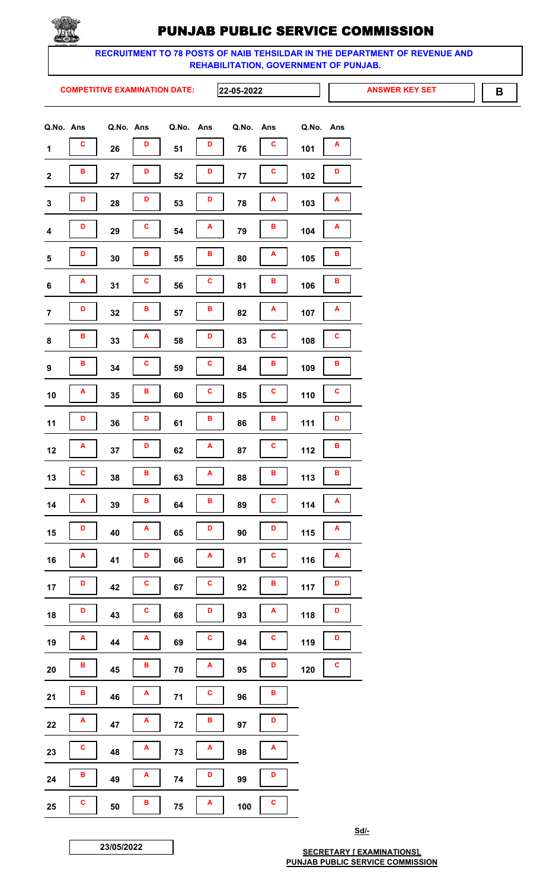# PUNJAB PUBLIC SERVICE COMMISSION

**RECRUITMENT TO 78 POSTS OF NAIB TEHSILDAR IN THE DEPARTMENT OF REVENUE AND REHABILITATION, GOVERNMENT OF PUNJAB.**

**COMPETITIVE EXAMINATION DATE:** 22-05-2022

**ANSWER KEY SET** B

| Q.No. | Ans | Q.No. | Ans | Q.No. | Ans | Q.No. | Ans | Q.No. | Ans |
|---|---|---|---|---|---|---|---|---|---|
| 1 | C | 26 | D | 51 | D | 76 | C | 101 | A |
| 2 | B | 27 | D | 52 | D | 77 | C | 102 | D |
| 3 | D | 28 | D | 53 | D | 78 | A | 103 | A |
| 4 | D | 29 | C | 54 | A | 79 | B | 104 | A |
| 5 | D | 30 | B | 55 | B | 80 | A | 105 | B |
| 6 | A | 31 | C | 56 | C | 81 | B | 106 | B |
| 7 | D | 32 | B | 57 | B | 82 | A | 107 | A |
| 8 | B | 33 | A | 58 | D | 83 | C | 108 | C |
| 9 | B | 34 | C | 59 | C | 84 | B | 109 | B |
| 10 | A | 35 | B | 60 | C | 85 | C | 110 | C |
| 11 | D | 36 | D | 61 | B | 86 | B | 111 | D |
| 12 | A | 37 | D | 62 | A | 87 | C | 112 | B |
| 13 | C | 38 | B | 63 | A | 88 | B | 113 | B |
| 14 | A | 39 | B | 64 | B | 89 | C | 114 | A |
| 15 | D | 40 | A | 65 | D | 90 | D | 115 | A |
| 16 | A | 41 | D | 66 | A | 91 | C | 116 | A |
| 17 | D | 42 | C | 67 | C | 92 | B | 117 | D |
| 18 | D | 43 | C | 68 | D | 93 | A | 118 | D |
| 19 | A | 44 | A | 69 | C | 94 | C | 119 | D |
| 20 | B | 45 | B | 70 | A | 95 | D | 120 | C |
| 21 | B | 46 | A | 71 | C | 96 | B | | |
| 22 | A | 47 | A | 72 | B | 97 | D | | |
| 23 | C | 48 | A | 73 | A | 98 | A | | |
| 24 | B | 49 | A | 74 | D | 99 | D | | |
| 25 | C | 50 | B | 75 | A | 100 | C | | |

Sd/-

23/05/2022

**SECRETARY [ EXAMINATIONS],**
**PUNJAB PUBLIC SERVICE COMMISSION**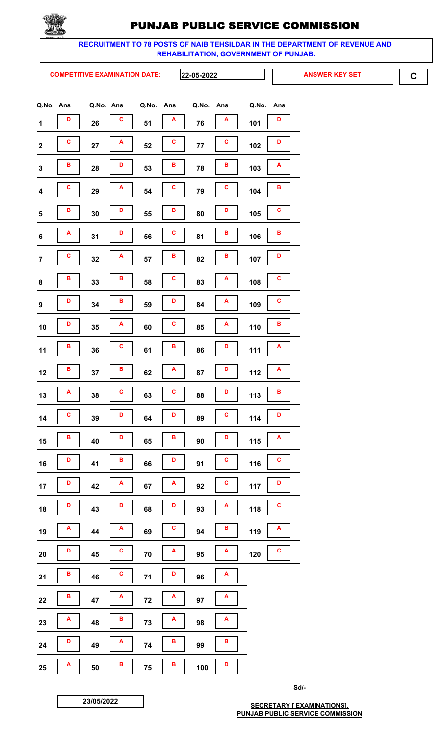# PUNJAB PUBLIC SERVICE COMMISSION

**RECRUITMENT TO 78 POSTS OF NAIB TEHSILDAR IN THE DEPARTMENT OF REVENUE AND REHABILITATION, GOVERNMENT OF PUNJAB.**

**COMPETITIVE EXAMINATION DATE:** 22-05-2022 **ANSWER KEY SET** **C**

| Q.No. | Ans | Q.No. | Ans | Q.No. | Ans | Q.No. | Ans | Q.No. | Ans |
|---|---|---|---|---|---|---|---|---|---|
| 1 | D | 26 | C | 51 | A | 76 | A | 101 | D |
| 2 | C | 27 | A | 52 | C | 77 | C | 102 | D |
| 3 | B | 28 | D | 53 | B | 78 | B | 103 | A |
| 4 | C | 29 | A | 54 | C | 79 | C | 104 | B |
| 5 | B | 30 | D | 55 | B | 80 | D | 105 | C |
| 6 | A | 31 | D | 56 | C | 81 | B | 106 | B |
| 7 | C | 32 | A | 57 | B | 82 | B | 107 | D |
| 8 | B | 33 | B | 58 | C | 83 | A | 108 | C |
| 9 | D | 34 | B | 59 | D | 84 | A | 109 | C |
| 10 | D | 35 | A | 60 | C | 85 | A | 110 | B |
| 11 | B | 36 | C | 61 | B | 86 | D | 111 | A |
| 12 | B | 37 | B | 62 | A | 87 | D | 112 | A |
| 13 | A | 38 | C | 63 | C | 88 | D | 113 | B |
| 14 | C | 39 | D | 64 | D | 89 | C | 114 | D |
| 15 | B | 40 | D | 65 | B | 90 | D | 115 | A |
| 16 | D | 41 | B | 66 | D | 91 | C | 116 | C |
| 17 | D | 42 | A | 67 | A | 92 | C | 117 | D |
| 18 | D | 43 | D | 68 | D | 93 | A | 118 | C |
| 19 | A | 44 | A | 69 | C | 94 | B | 119 | A |
| 20 | D | 45 | C | 70 | A | 95 | A | 120 | C |
| 21 | B | 46 | C | 71 | D | 96 | A | | |
| 22 | B | 47 | A | 72 | A | 97 | A | | |
| 23 | A | 48 | B | 73 | A | 98 | A | | |
| 24 | D | 49 | A | 74 | B | 99 | B | | |
| 25 | A | 50 | B | 75 | B | 100 | D | | |

23/05/2022

Sd/-

**SECRETARY [ EXAMINATIONS], PUNJAB PUBLIC SERVICE COMMISSION**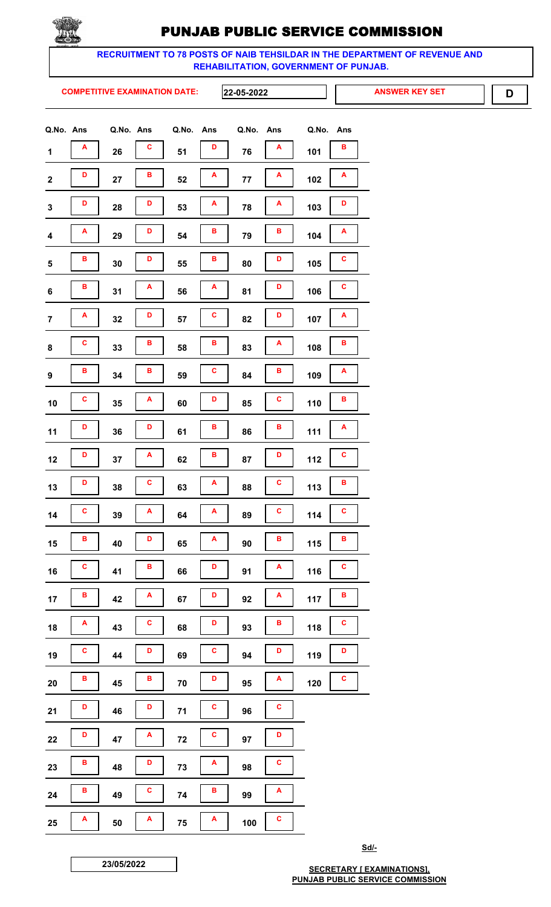# PUNJAB PUBLIC SERVICE COMMISSION

**RECRUITMENT TO 78 POSTS OF NAIB TEHSILDAR IN THE DEPARTMENT OF REVENUE AND REHABILITATION, GOVERNMENT OF PUNJAB.**

**COMPETITIVE EXAMINATION DATE:** 22-05-2022 **ANSWER KEY SET** **D**

| Q.No. | Ans | Q.No. | Ans | Q.No. | Ans | Q.No. | Ans | Q.No. | Ans |
|---|---|---|---|---|---|---|---|---|---|
| 1 | A | 26 | C | 51 | D | 76 | A | 101 | B |
| 2 | D | 27 | B | 52 | A | 77 | A | 102 | A |
| 3 | D | 28 | D | 53 | A | 78 | A | 103 | D |
| 4 | A | 29 | D | 54 | B | 79 | B | 104 | A |
| 5 | B | 30 | D | 55 | B | 80 | D | 105 | C |
| 6 | B | 31 | A | 56 | A | 81 | D | 106 | C |
| 7 | A | 32 | D | 57 | C | 82 | D | 107 | A |
| 8 | C | 33 | B | 58 | B | 83 | A | 108 | B |
| 9 | B | 34 | B | 59 | C | 84 | B | 109 | A |
| 10 | C | 35 | A | 60 | D | 85 | C | 110 | B |
| 11 | D | 36 | D | 61 | B | 86 | B | 111 | A |
| 12 | D | 37 | A | 62 | B | 87 | D | 112 | C |
| 13 | D | 38 | C | 63 | A | 88 | C | 113 | B |
| 14 | C | 39 | A | 64 | A | 89 | C | 114 | C |
| 15 | B | 40 | D | 65 | A | 90 | B | 115 | B |
| 16 | C | 41 | B | 66 | D | 91 | A | 116 | C |
| 17 | B | 42 | A | 67 | D | 92 | A | 117 | B |
| 18 | A | 43 | C | 68 | D | 93 | B | 118 | C |
| 19 | C | 44 | D | 69 | C | 94 | D | 119 | D |
| 20 | B | 45 | B | 70 | D | 95 | A | 120 | C |
| 21 | D | 46 | D | 71 | C | 96 | C | | |
| 22 | D | 47 | A | 72 | C | 97 | D | | |
| 23 | B | 48 | D | 73 | A | 98 | C | | |
| 24 | B | 49 | C | 74 | B | 99 | A | | |
| 25 | A | 50 | A | 75 | A | 100 | C | | |

23/05/2022

Sd/-

**SECRETARY [ EXAMINATIONS], PUNJAB PUBLIC SERVICE COMMISSION**